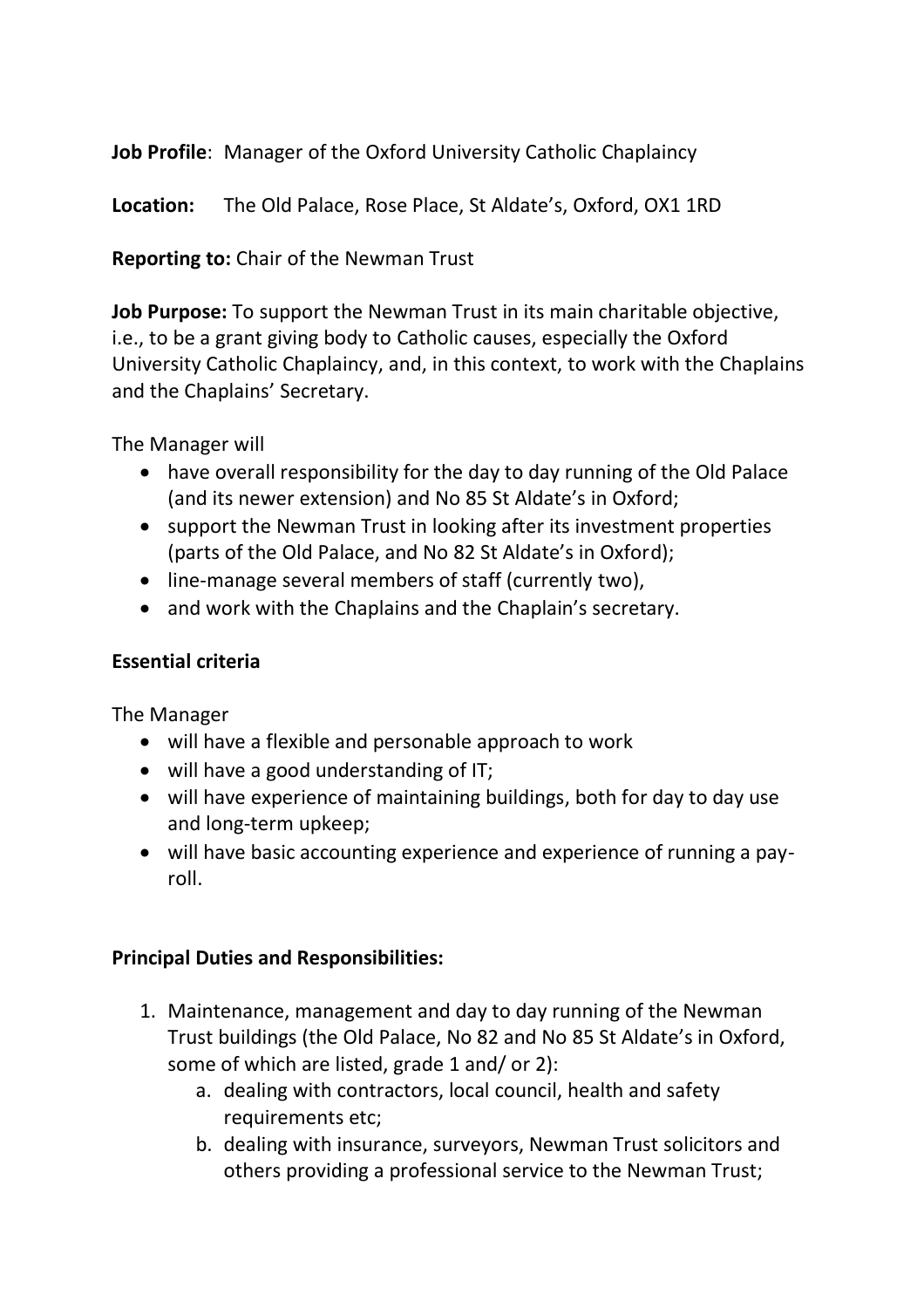**Job Profile**: Manager of the Oxford University Catholic Chaplaincy

**Location:** The Old Palace, Rose Place, St Aldate's, Oxford, OX1 1RD

**Reporting to:** Chair of the Newman Trust

**Job Purpose:** To support the Newman Trust in its main charitable objective, i.e., to be a grant giving body to Catholic causes, especially the Oxford University Catholic Chaplaincy, and, in this context, to work with the Chaplains and the Chaplains' Secretary.

The Manager will

- have overall responsibility for the day to day running of the Old Palace (and its newer extension) and No 85 St Aldate's in Oxford;
- support the Newman Trust in looking after its investment properties (parts of the Old Palace, and No 82 St Aldate's in Oxford);
- line-manage several members of staff (currently two),
- and work with the Chaplains and the Chaplain's secretary.

**Essential criteria**

The Manager

- will have a flexible and personable approach to work
- will have a good understanding of IT;
- will have experience of maintaining buildings, both for day to day use and long-term upkeep;
- will have basic accounting experience and experience of running a pay-roll.

**Principal Duties and Responsibilities:**

1. Maintenance, management and day to day running of the Newman Trust buildings (the Old Palace, No 82 and No 85 St Aldate's in Oxford, some of which are listed, grade 1 and/ or 2):
    a. dealing with contractors, local council, health and safety requirements etc;
    b. dealing with insurance, surveyors, Newman Trust solicitors and others providing a professional service to the Newman Trust;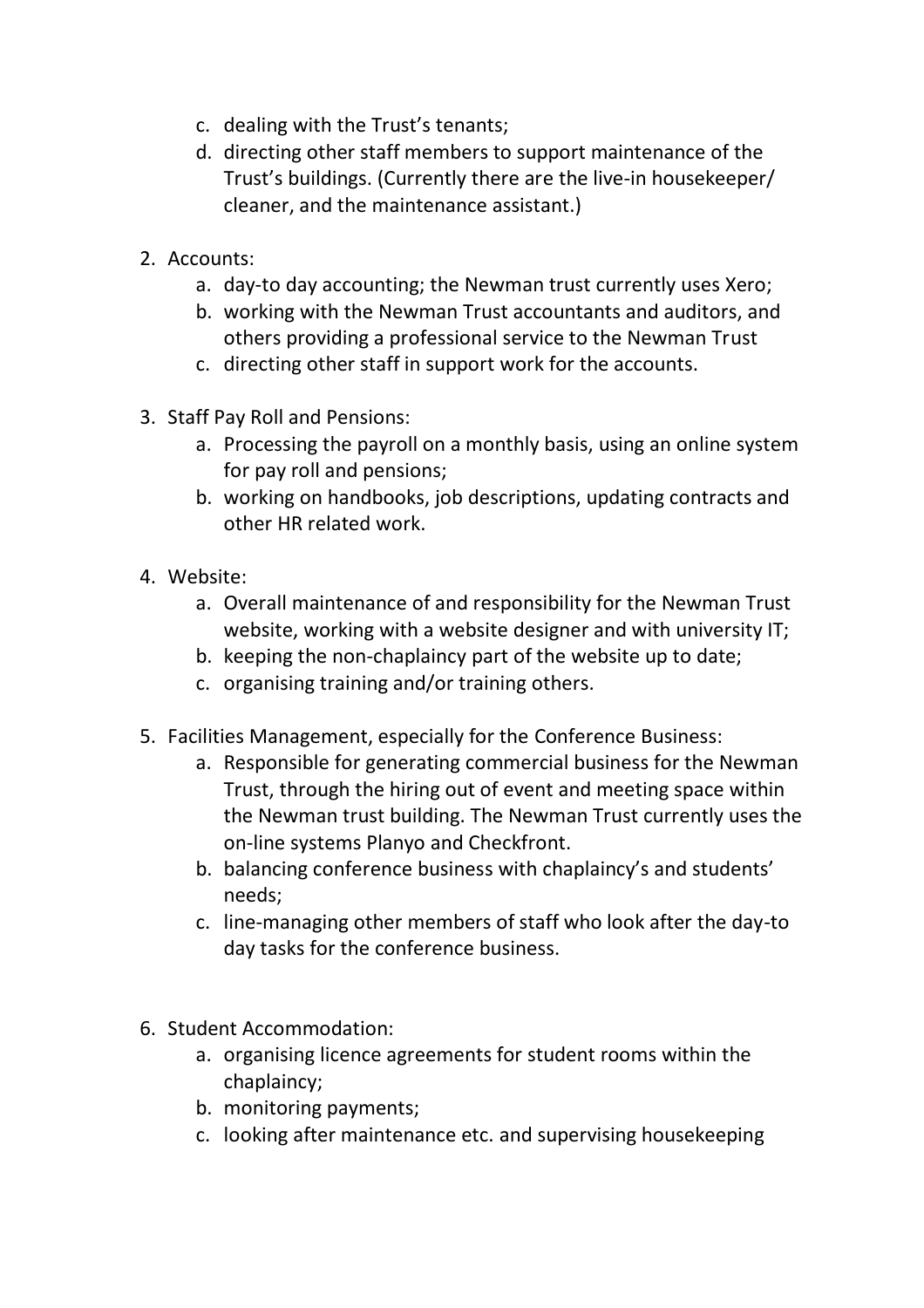c. dealing with the Trust's tenants;
d. directing other staff members to support maintenance of the Trust's buildings. (Currently there are the live-in housekeeper/ cleaner, and the maintenance assistant.)

2. Accounts:
   a. day-to day accounting; the Newman trust currently uses Xero;
   b. working with the Newman Trust accountants and auditors, and others providing a professional service to the Newman Trust
   c. directing other staff in support work for the accounts.

3. Staff Pay Roll and Pensions:
   a. Processing the payroll on a monthly basis, using an online system for pay roll and pensions;
   b. working on handbooks, job descriptions, updating contracts and other HR related work.

4. Website:
   a. Overall maintenance of and responsibility for the Newman Trust website, working with a website designer and with university IT;
   b. keeping the non-chaplaincy part of the website up to date;
   c. organising training and/or training others.

5. Facilities Management, especially for the Conference Business:
   a. Responsible for generating commercial business for the Newman Trust, through the hiring out of event and meeting space within the Newman trust building. The Newman Trust currently uses the on-line systems Planyo and Checkfront.
   b. balancing conference business with chaplaincy's and students' needs;
   c. line-managing other members of staff who look after the day-to day tasks for the conference business.

6. Student Accommodation:
   a. organising licence agreements for student rooms within the chaplaincy;
   b. monitoring payments;
   c. looking after maintenance etc. and supervising housekeeping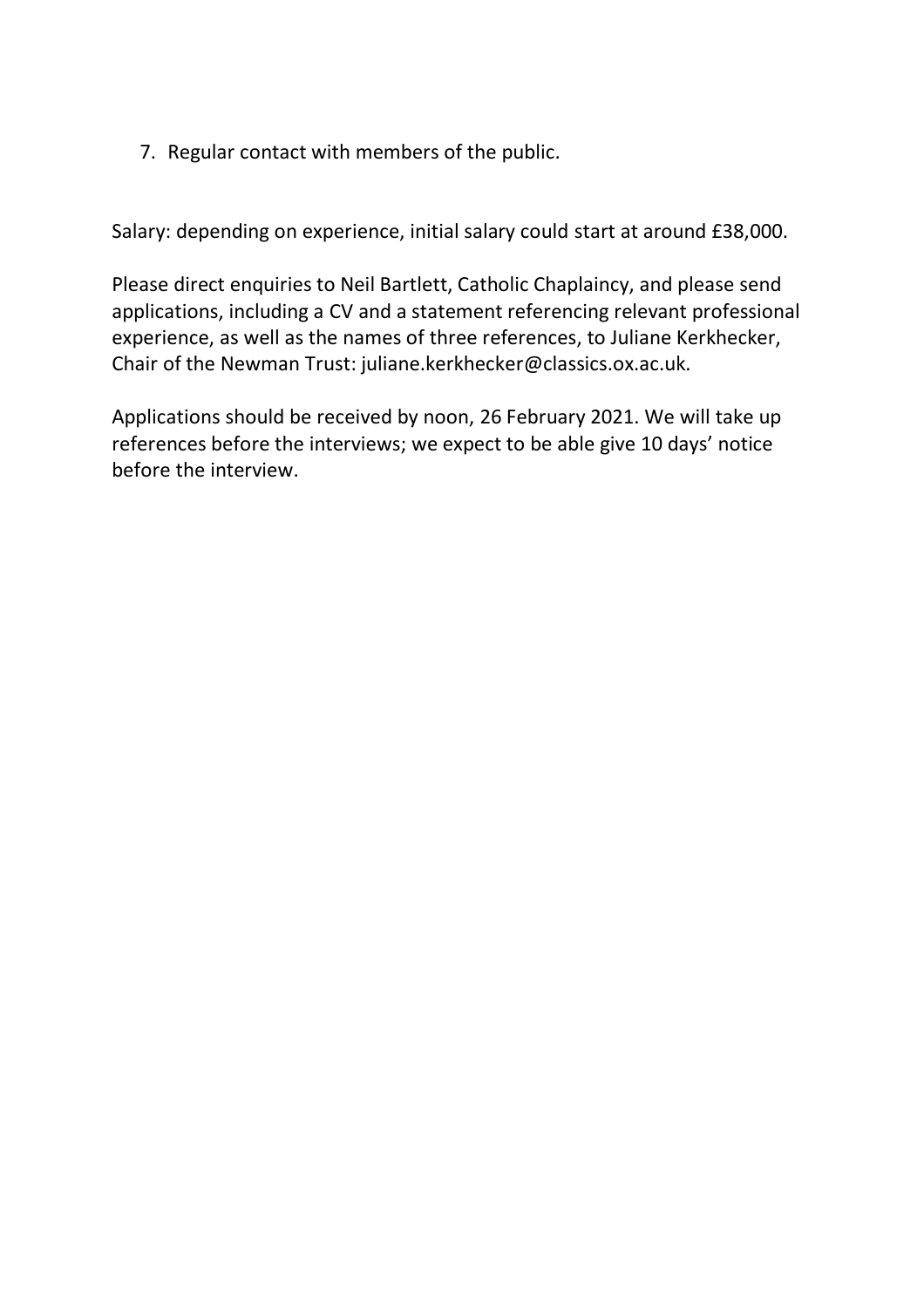7. Regular contact with members of the public.

Salary: depending on experience, initial salary could start at around £38,000.

Please direct enquiries to Neil Bartlett, Catholic Chaplaincy, and please send applications, including a CV and a statement referencing relevant professional experience, as well as the names of three references, to Juliane Kerkhecker, Chair of the Newman Trust: juliane.kerkhecker@classics.ox.ac.uk.

Applications should be received by noon, 26 February 2021. We will take up references before the interviews; we expect to be able give 10 days' notice before the interview.